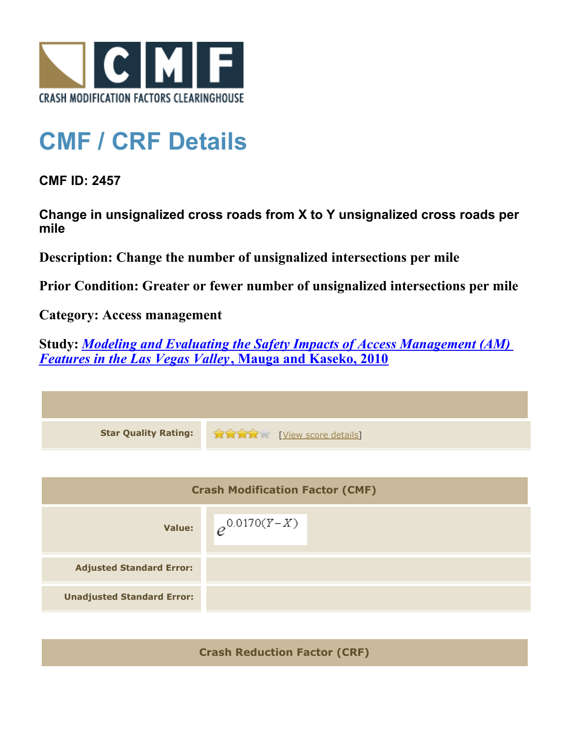CRASH MODIFICATION FACTORS CLEARINGHOUSE

# CMF / CRF Details

**CMF ID: 2457**

**Change in unsignalized cross roads from X to Y unsignalized cross roads per mile**

**Description: Change the number of unsignalized intersections per mile**

**Prior Condition: Greater or fewer number of unsignalized intersections per mile**

**Category: Access management**

**Study: *Modeling and Evaluating the Safety Impacts of Access Management (AM) Features in the Las Vegas Valley*, Mauga and Kaseko, 2010**

| | |
|---|---|
| **Star Quality Rating:** | ★★★★☆ [View score details] |

| Crash Modification Factor (CMF) | |
|---|---|
| **Value:** | $e^{0.0170(Y-X)}$ |
| **Adjusted Standard Error:** | |
| **Unadjusted Standard Error:** | |

| Crash Reduction Factor (CRF) |
|---|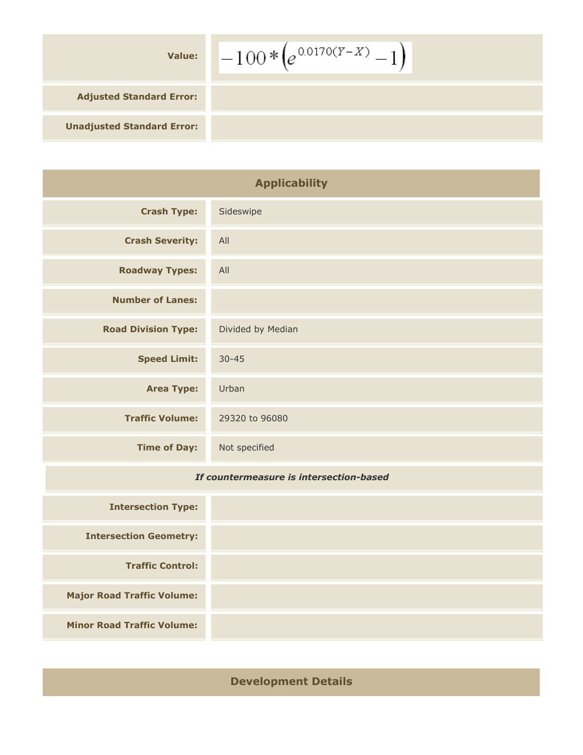| | |
|---|---|
| **Value:** | $-100*\left(e^{0.0170(Y-X)}-1\right)$ |
| **Adjusted Standard Error:** | |
| **Unadjusted Standard Error:** | |

## Applicability

| | |
|---|---|
| **Crash Type:** | Sideswipe |
| **Crash Severity:** | All |
| **Roadway Types:** | All |
| **Number of Lanes:** | |
| **Road Division Type:** | Divided by Median |
| **Speed Limit:** | 30-45 |
| **Area Type:** | Urban |
| **Traffic Volume:** | 29320 to 96080 |
| **Time of Day:** | Not specified |

*If countermeasure is intersection-based*

| | |
|---|---|
| **Intersection Type:** | |
| **Intersection Geometry:** | |
| **Traffic Control:** | |
| **Major Road Traffic Volume:** | |
| **Minor Road Traffic Volume:** | |

## Development Details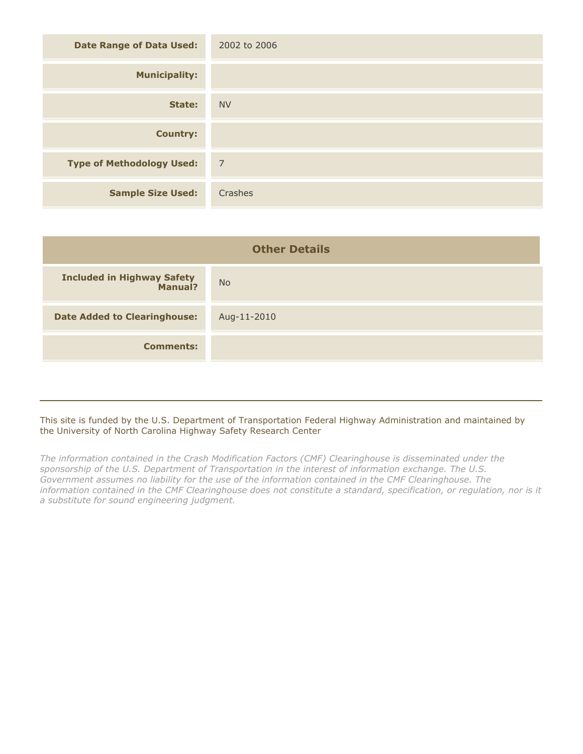| | |
|---|---|
| **Date Range of Data Used:** | 2002 to 2006 |
| **Municipality:** | |
| **State:** | NV |
| **Country:** | |
| **Type of Methodology Used:** | 7 |
| **Sample Size Used:** | Crashes |

## Other Details

| | |
|---|---|
| **Included in Highway Safety Manual?** | No |
| **Date Added to Clearinghouse:** | Aug-11-2010 |
| **Comments:** | |

---

This site is funded by the U.S. Department of Transportation Federal Highway Administration and maintained by the University of North Carolina Highway Safety Research Center

*The information contained in the Crash Modification Factors (CMF) Clearinghouse is disseminated under the sponsorship of the U.S. Department of Transportation in the interest of information exchange. The U.S. Government assumes no liability for the use of the information contained in the CMF Clearinghouse. The information contained in the CMF Clearinghouse does not constitute a standard, specification, or regulation, nor is it a substitute for sound engineering judgment.*